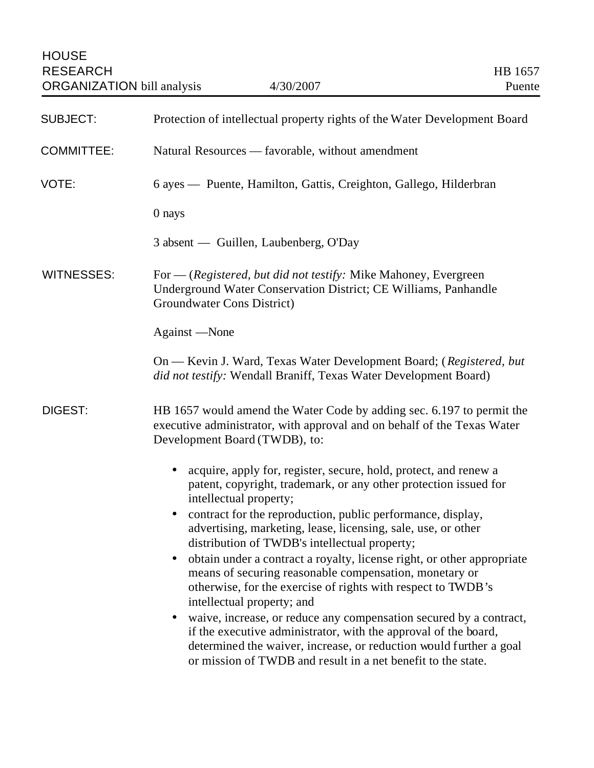HOUSE
RESEARCH
ORGANIZATION bill analysis 4/30/2007

HB 1657
Puente

**SUBJECT:** Protection of intellectual property rights of the Water Development Board

**COMMITTEE:** Natural Resources — favorable, without amendment

**VOTE:** 6 ayes — Puente, Hamilton, Gattis, Creighton, Gallego, Hilderbran

0 nays

3 absent — Guillen, Laubenberg, O'Day

**WITNESSES:** For — (*Registered, but did not testify:* Mike Mahoney, Evergreen Underground Water Conservation District; CE Williams, Panhandle Groundwater Cons District)

Against —None

On — Kevin J. Ward, Texas Water Development Board; (*Registered, but did not testify:* Wendall Braniff, Texas Water Development Board)

**DIGEST:** HB 1657 would amend the Water Code by adding sec. 6.197 to permit the executive administrator, with approval and on behalf of the Texas Water Development Board (TWDB), to:

- acquire, apply for, register, secure, hold, protect, and renew a patent, copyright, trademark, or any other protection issued for intellectual property;
- contract for the reproduction, public performance, display, advertising, marketing, lease, licensing, sale, use, or other distribution of TWDB's intellectual property;
- obtain under a contract a royalty, license right, or other appropriate means of securing reasonable compensation, monetary or otherwise, for the exercise of rights with respect to TWDB's intellectual property; and
- waive, increase, or reduce any compensation secured by a contract, if the executive administrator, with the approval of the board, determined the waiver, increase, or reduction would further a goal or mission of TWDB and result in a net benefit to the state.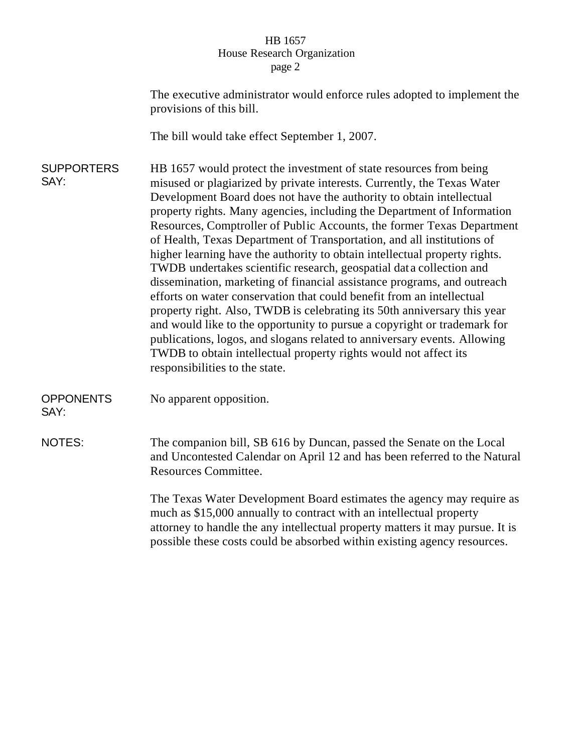The executive administrator would enforce rules adopted to implement the provisions of this bill.

The bill would take effect September 1, 2007.

**SUPPORTERS SAY:**

HB 1657 would protect the investment of state resources from being misused or plagiarized by private interests. Currently, the Texas Water Development Board does not have the authority to obtain intellectual property rights. Many agencies, including the Department of Information Resources, Comptroller of Public Accounts, the former Texas Department of Health, Texas Department of Transportation, and all institutions of higher learning have the authority to obtain intellectual property rights. TWDB undertakes scientific research, geospatial data collection and dissemination, marketing of financial assistance programs, and outreach efforts on water conservation that could benefit from an intellectual property right. Also, TWDB is celebrating its 50th anniversary this year and would like to the opportunity to pursue a copyright or trademark for publications, logos, and slogans related to anniversary events. Allowing TWDB to obtain intellectual property rights would not affect its responsibilities to the state.

**OPPONENTS SAY:**

No apparent opposition.

**NOTES:**

The companion bill, SB 616 by Duncan, passed the Senate on the Local and Uncontested Calendar on April 12 and has been referred to the Natural Resources Committee.

The Texas Water Development Board estimates the agency may require as much as $15,000 annually to contract with an intellectual property attorney to handle the any intellectual property matters it may pursue. It is possible these costs could be absorbed within existing agency resources.